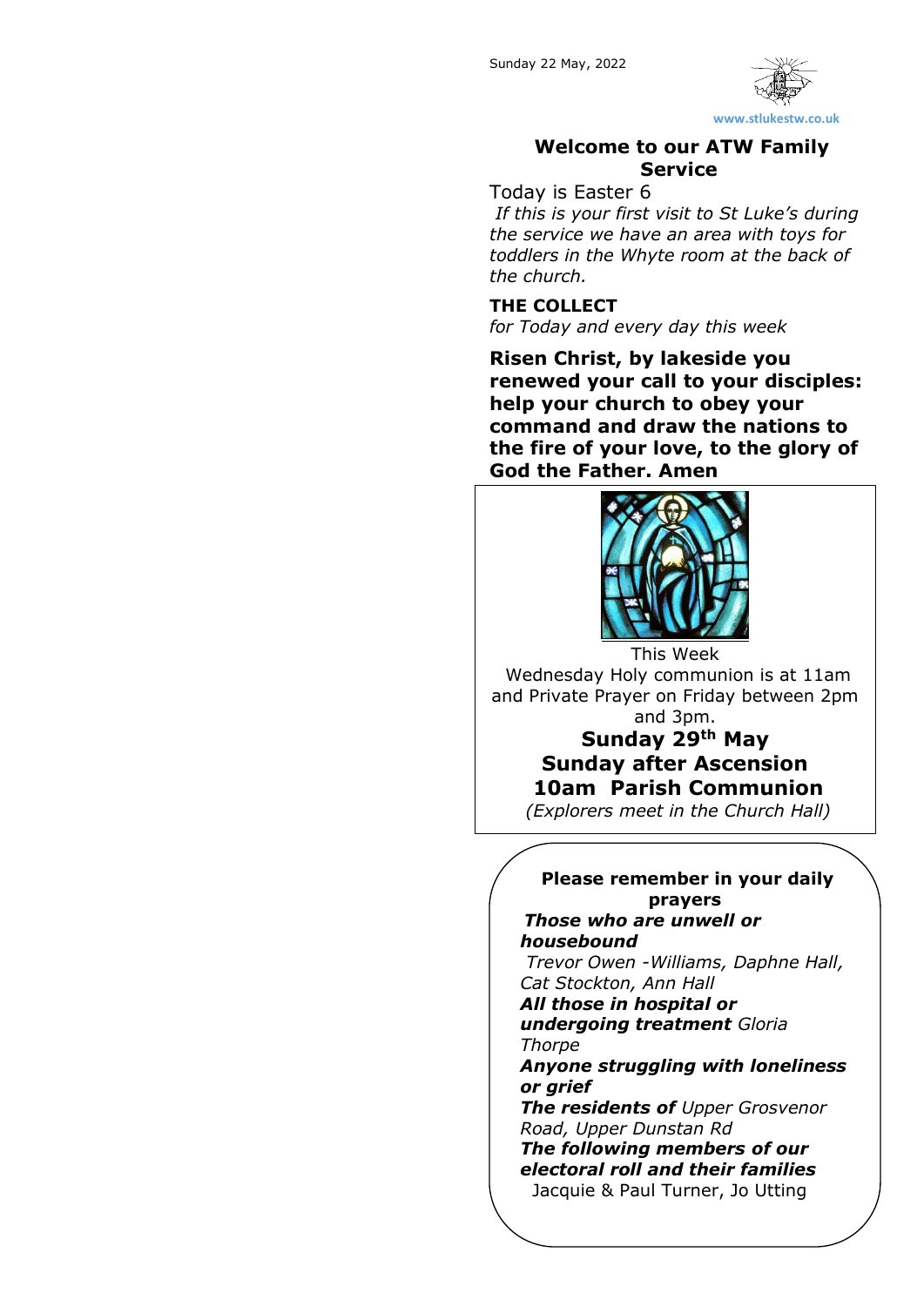Sunday 22 May, 2022

www.stlukestw.co.uk

## Welcome to our ATW Family Service

Today is Easter 6

*If this is your first visit to St Luke's during the service we have an area with toys for toddlers in the Whyte room at the back of the church.*

**THE COLLECT**

*for Today and every day this week*

**Risen Christ, by lakeside you renewed your call to your disciples: help your church to obey your command and draw the nations to the fire of your love, to the glory of God the Father. Amen**

This Week

Wednesday Holy communion is at 11am and Private Prayer on Friday between 2pm and 3pm.

**Sunday 29th May**

**Sunday after Ascension**

**10am Parish Communion**

*(Explorers meet in the Church Hall)*

**Please remember in your daily prayers**

***Those who are unwell or housebound*** *Trevor Owen -Williams, Daphne Hall, Cat Stockton, Ann Hall*

***All those in hospital or undergoing treatment*** *Gloria Thorpe*

***Anyone struggling with loneliness or grief***

***The residents of*** *Upper Grosvenor Road, Upper Dunstan Rd*

***The following members of our electoral roll and their families***

Jacquie & Paul Turner, Jo Utting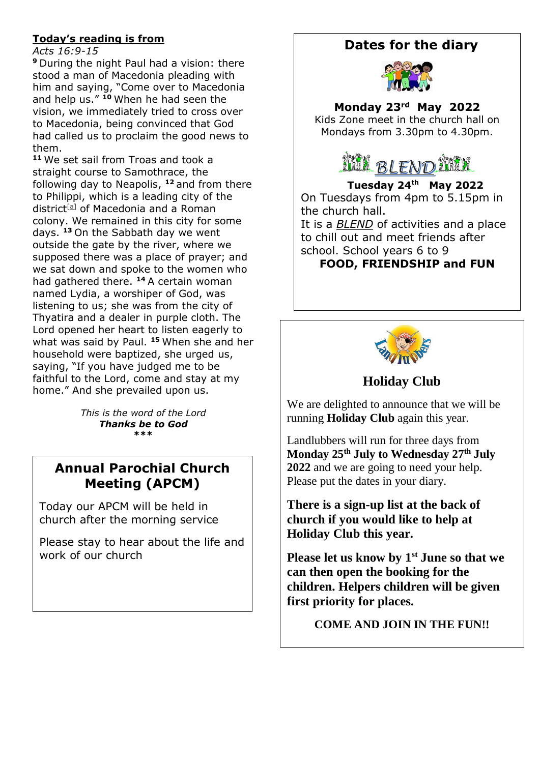**Today's reading is from**

*Acts 16:9-15*

**9** During the night Paul had a vision: there stood a man of Macedonia pleading with him and saying, "Come over to Macedonia and help us." **10** When he had seen the vision, we immediately tried to cross over to Macedonia, being convinced that God had called us to proclaim the good news to them.

**11** We set sail from Troas and took a straight course to Samothrace, the following day to Neapolis, **12** and from there to Philippi, which is a leading city of the district[a] of Macedonia and a Roman colony. We remained in this city for some days. **13** On the Sabbath day we went outside the gate by the river, where we supposed there was a place of prayer; and we sat down and spoke to the women who had gathered there. **14** A certain woman named Lydia, a worshiper of God, was listening to us; she was from the city of Thyatira and a dealer in purple cloth. The Lord opened her heart to listen eagerly to what was said by Paul. **15** When she and her household were baptized, she urged us, saying, "If you have judged me to be faithful to the Lord, come and stay at my home." And she prevailed upon us.

*This is the word of the Lord*
***Thanks be to God***
\*\*\*

## Annual Parochial Church Meeting (APCM)

Today our APCM will be held in church after the morning service

Please stay to hear about the life and work of our church

## Dates for the diary

**Monday 23rd May 2022**

Kids Zone meet in the church hall on Mondays from 3.30pm to 4.30pm.

BLEND

**Tuesday 24th May 2022**

On Tuesdays from 4pm to 5.15pm in the church hall.

It is a *BLEND* of activities and a place to chill out and meet friends after school. School years 6 to 9

**FOOD, FRIENDSHIP and FUN**

## Holiday Club

We are delighted to announce that we will be running **Holiday Club** again this year.

Landlubbers will run for three days from **Monday 25th July to Wednesday 27th July 2022** and we are going to need your help. Please put the dates in your diary.

**There is a sign-up list at the back of church if you would like to help at Holiday Club this year.**

**Please let us know by 1st June so that we can then open the booking for the children. Helpers children will be given first priority for places.**

**COME AND JOIN IN THE FUN!!**